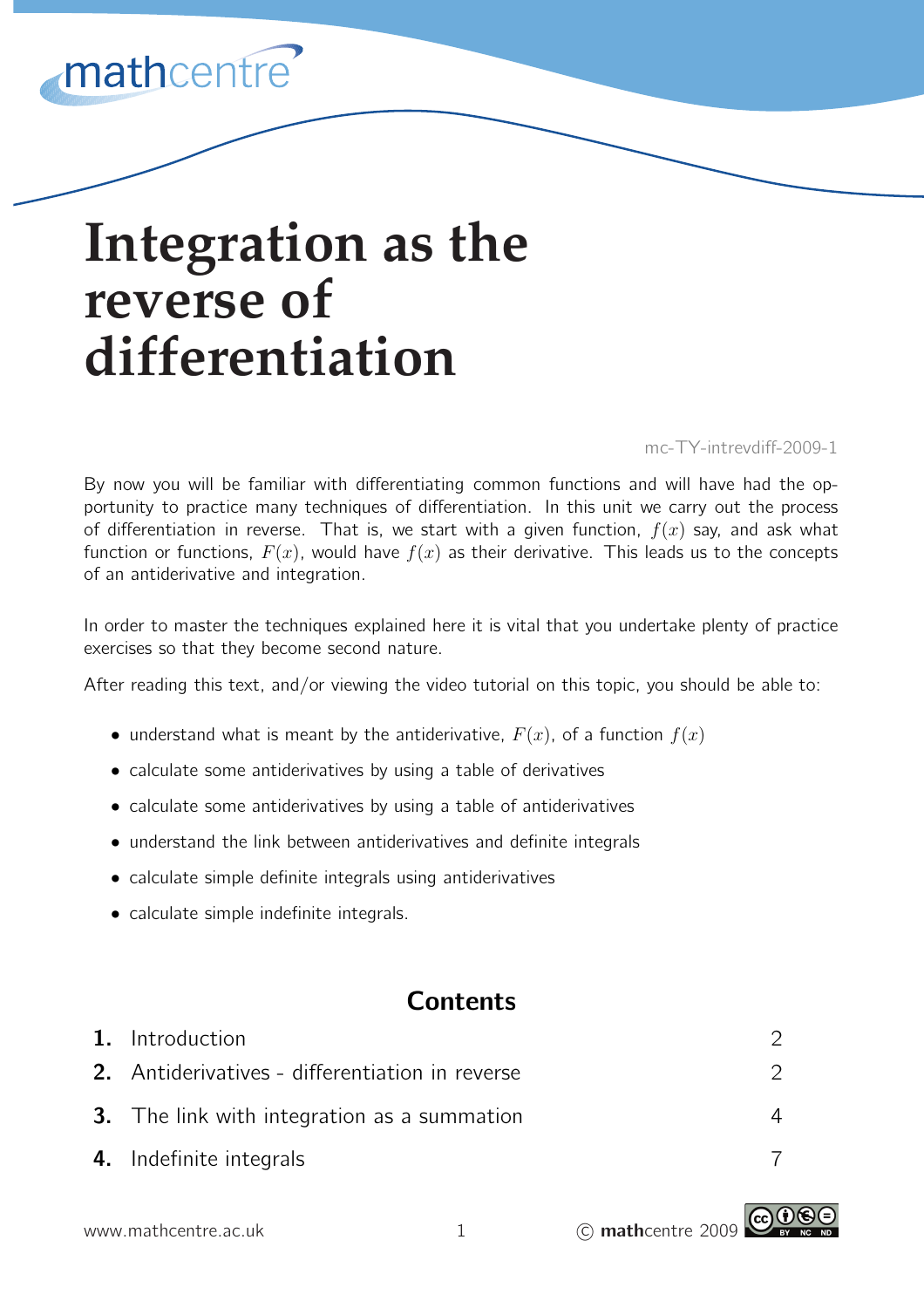mathcentre

# Integration as the reverse of differentiation

mc-TY-intrevdiff-2009-1

By now you will be familiar with differentiating common functions and will have had the opportunity to practice many techniques of differentiation. In this unit we carry out the process of differentiation in reverse. That is, we start with a given function, $f(x)$ say, and ask what function or functions, $F(x)$, would have $f(x)$ as their derivative. This leads us to the concepts of an antiderivative and integration.

In order to master the techniques explained here it is vital that you undertake plenty of practice exercises so that they become second nature.

After reading this text, and/or viewing the video tutorial on this topic, you should be able to:

- understand what is meant by the antiderivative, $F(x)$, of a function $f(x)$
- calculate some antiderivatives by using a table of derivatives
- calculate some antiderivatives by using a table of antiderivatives
- understand the link between antiderivatives and definite integrals
- calculate simple definite integrals using antiderivatives
- calculate simple indefinite integrals.

## Contents

| | | |
|---|---|---|
| **1.** | Introduction | 2 |
| **2.** | Antiderivatives - differentiation in reverse | 2 |
| **3.** | The link with integration as a summation | 4 |
| **4.** | Indefinite integrals | 7 |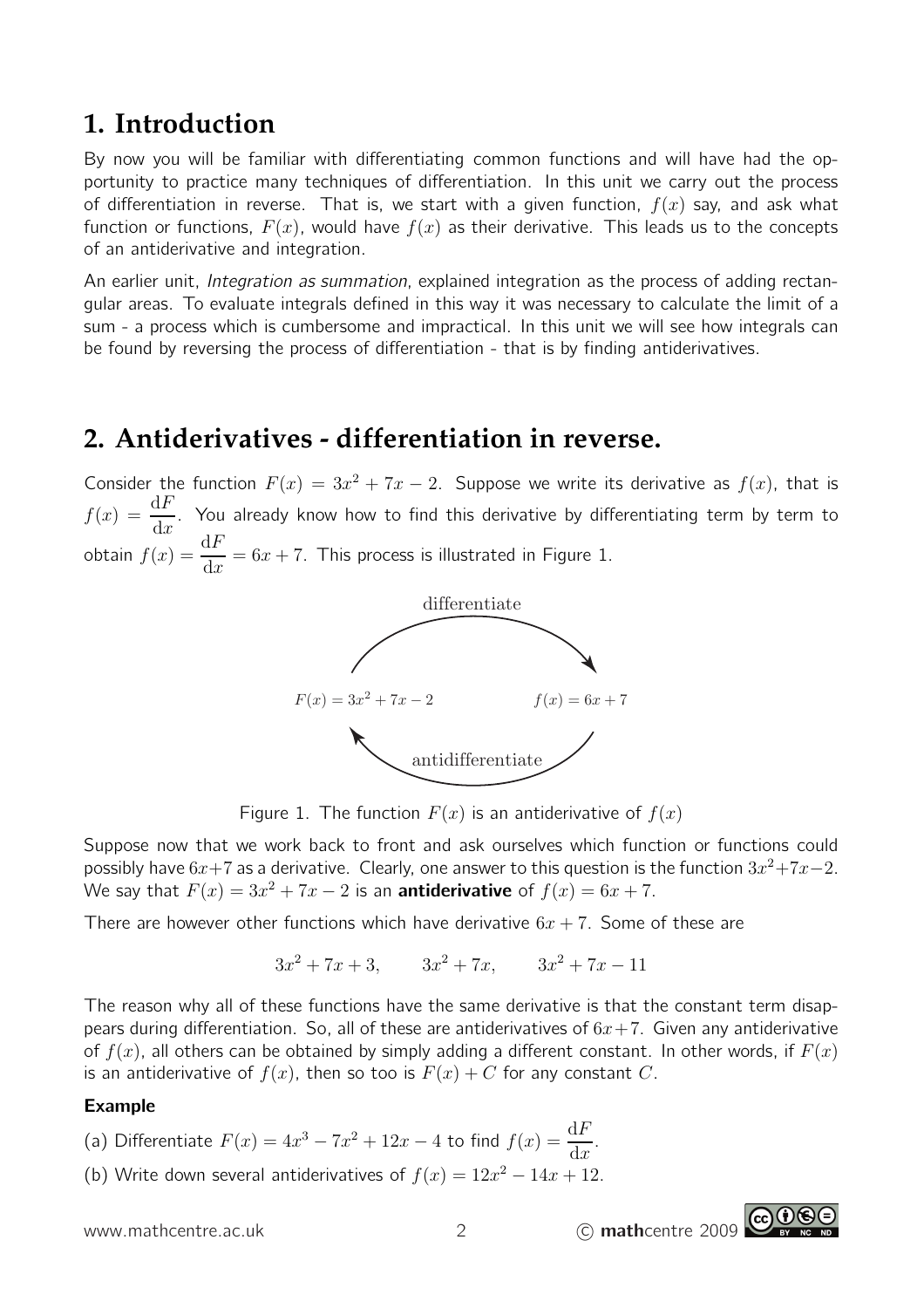## 1. Introduction

By now you will be familiar with differentiating common functions and will have had the opportunity to practice many techniques of differentiation. In this unit we carry out the process of differentiation in reverse. That is, we start with a given function, $f(x)$ say, and ask what function or functions, $F(x)$, would have $f(x)$ as their derivative. This leads us to the concepts of an antiderivative and integration.

An earlier unit, *Integration as summation*, explained integration as the process of adding rectangular areas. To evaluate integrals defined in this way it was necessary to calculate the limit of a sum - a process which is cumbersome and impractical. In this unit we will see how integrals can be found by reversing the process of differentiation - that is by finding antiderivatives.

## 2. Antiderivatives - differentiation in reverse.

Consider the function $F(x) = 3x^2 + 7x - 2$. Suppose we write its derivative as $f(x)$, that is $f(x) = \frac{\mathrm{d}F}{\mathrm{d}x}$. You already know how to find this derivative by differentiating term by term to obtain $f(x) = \frac{\mathrm{d}F}{\mathrm{d}x} = 6x + 7$. This process is illustrated in Figure 1.

differentiate

$F(x) = 3x^2 + 7x - 2$ $\qquad$ $f(x) = 6x + 7$

antidifferentiate

Figure 1. The function $F(x)$ is an antiderivative of $f(x)$

Suppose now that we work back to front and ask ourselves which function or functions could possibly have $6x+7$ as a derivative. Clearly, one answer to this question is the function $3x^2+7x-2$. We say that $F(x) = 3x^2 + 7x - 2$ is an **antiderivative** of $f(x) = 6x + 7$.

There are however other functions which have derivative $6x + 7$. Some of these are

$$3x^2 + 7x + 3, \qquad 3x^2 + 7x, \qquad 3x^2 + 7x - 11$$

The reason why all of these functions have the same derivative is that the constant term disappears during differentiation. So, all of these are antiderivatives of $6x+7$. Given any antiderivative of $f(x)$, all others can be obtained by simply adding a different constant. In other words, if $F(x)$ is an antiderivative of $f(x)$, then so too is $F(x) + C$ for any constant $C$.

**Example**

(a) Differentiate $F(x) = 4x^3 - 7x^2 + 12x - 4$ to find $f(x) = \frac{\mathrm{d}F}{\mathrm{d}x}$.

(b) Write down several antiderivatives of $f(x) = 12x^2 - 14x + 12$.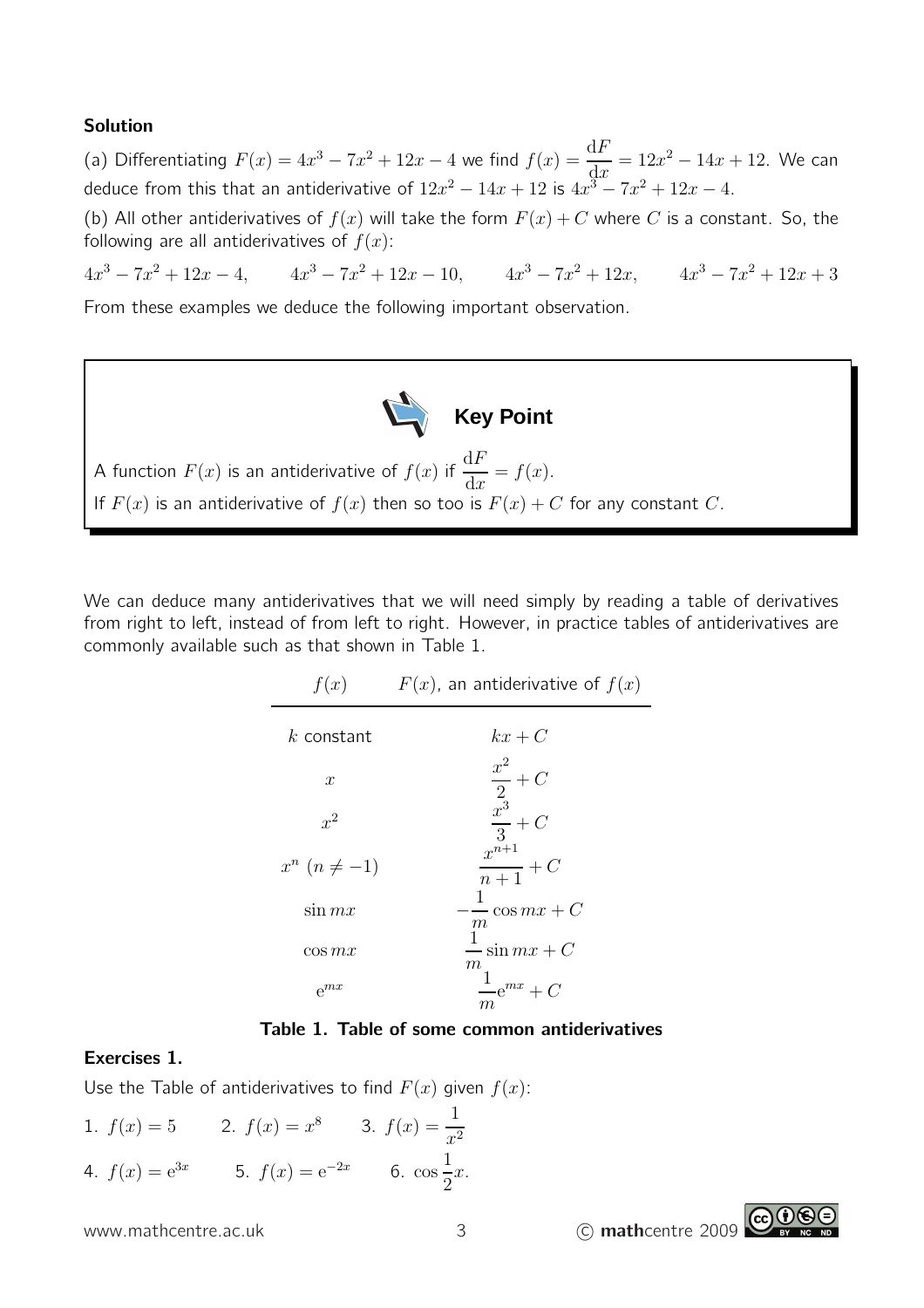**Solution**

(a) Differentiating $F(x) = 4x^3 - 7x^2 + 12x - 4$ we find $f(x) = \dfrac{\mathrm{d}F}{\mathrm{d}x} = 12x^2 - 14x + 12$. We can deduce from this that an antiderivative of $12x^2 - 14x + 12$ is $4x^3 - 7x^2 + 12x - 4$.

(b) All other antiderivatives of $f(x)$ will take the form $F(x) + C$ where $C$ is a constant. So, the following are all antiderivatives of $f(x)$:

$$4x^3 - 7x^2 + 12x - 4, \qquad 4x^3 - 7x^2 + 12x - 10, \qquad 4x^3 - 7x^2 + 12x, \qquad 4x^3 - 7x^2 + 12x + 3$$

From these examples we deduce the following important observation.

> **Key Point**
>
> A function $F(x)$ is an antiderivative of $f(x)$ if $\dfrac{\mathrm{d}F}{\mathrm{d}x} = f(x)$.
>
> If $F(x)$ is an antiderivative of $f(x)$ then so too is $F(x) + C$ for any constant $C$.

We can deduce many antiderivatives that we will need simply by reading a table of derivatives from right to left, instead of from left to right. However, in practice tables of antiderivatives are commonly available such as that shown in Table 1.

| $f(x)$ | $F(x)$, an antiderivative of $f(x)$ |
|---|---|
| $k$ constant | $kx + C$ |
| $x$ | $\dfrac{x^2}{2} + C$ |
| $x^2$ | $\dfrac{x^3}{3} + C$ |
| $x^n \ (n \neq -1)$ | $\dfrac{x^{n+1}}{n+1} + C$ |
| $\sin mx$ | $-\dfrac{1}{m}\cos mx + C$ |
| $\cos mx$ | $\dfrac{1}{m}\sin mx + C$ |
| $\mathrm{e}^{mx}$ | $\dfrac{1}{m}\mathrm{e}^{mx} + C$ |

**Table 1. Table of some common antiderivatives**

**Exercises 1.**

Use the Table of antiderivatives to find $F(x)$ given $f(x)$:

1. $f(x) = 5$ 2. $f(x) = x^8$ 3. $f(x) = \dfrac{1}{x^2}$

4. $f(x) = \mathrm{e}^{3x}$ 5. $f(x) = \mathrm{e}^{-2x}$ 6. $\cos \dfrac{1}{2}x$.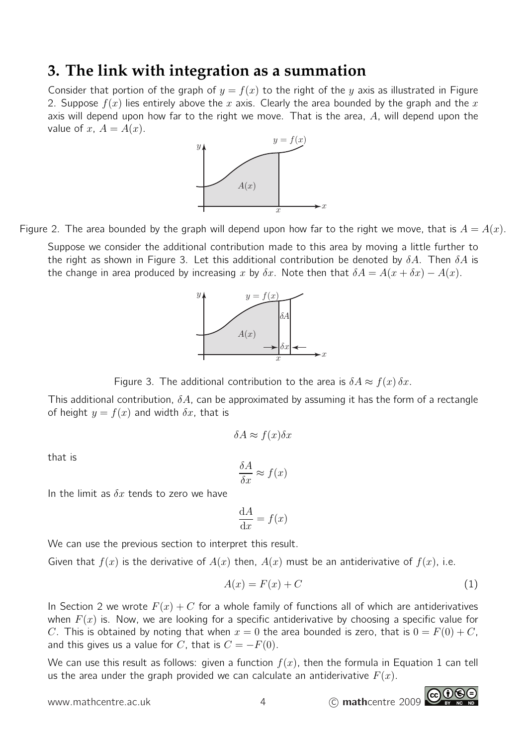## 3. The link with integration as a summation

Consider that portion of the graph of $y = f(x)$ to the right of the $y$ axis as illustrated in Figure 2. Suppose $f(x)$ lies entirely above the $x$ axis. Clearly the area bounded by the graph and the $x$ axis will depend upon how far to the right we move. That is the area, $A$, will depend upon the value of $x$, $A = A(x)$.

Figure 2. The area bounded by the graph will depend upon how far to the right we move, that is $A = A(x)$.

Suppose we consider the additional contribution made to this area by moving a little further to the right as shown in Figure 3. Let this additional contribution be denoted by $\delta A$. Then $\delta A$ is the change in area produced by increasing $x$ by $\delta x$. Note then that $\delta A = A(x + \delta x) - A(x)$.

Figure 3. The additional contribution to the area is $\delta A \approx f(x)\,\delta x$.

This additional contribution, $\delta A$, can be approximated by assuming it has the form of a rectangle of height $y = f(x)$ and width $\delta x$, that is

$$\delta A \approx f(x)\delta x$$

that is

$$\frac{\delta A}{\delta x} \approx f(x)$$

In the limit as $\delta x$ tends to zero we have

$$\frac{\mathrm{d}A}{\mathrm{d}x} = f(x)$$

We can use the previous section to interpret this result.

Given that $f(x)$ is the derivative of $A(x)$ then, $A(x)$ must be an antiderivative of $f(x)$, i.e.

$$A(x) = F(x) + C \tag{1}$$

In Section 2 we wrote $F(x) + C$ for a whole family of functions all of which are antiderivatives when $F(x)$ is. Now, we are looking for a specific antiderivative by choosing a specific value for $C$. This is obtained by noting that when $x = 0$ the area bounded is zero, that is $0 = F(0) + C$, and this gives us a value for $C$, that is $C = -F(0)$.

We can use this result as follows: given a function $f(x)$, then the formula in Equation 1 can tell us the area under the graph provided we can calculate an antiderivative $F(x)$.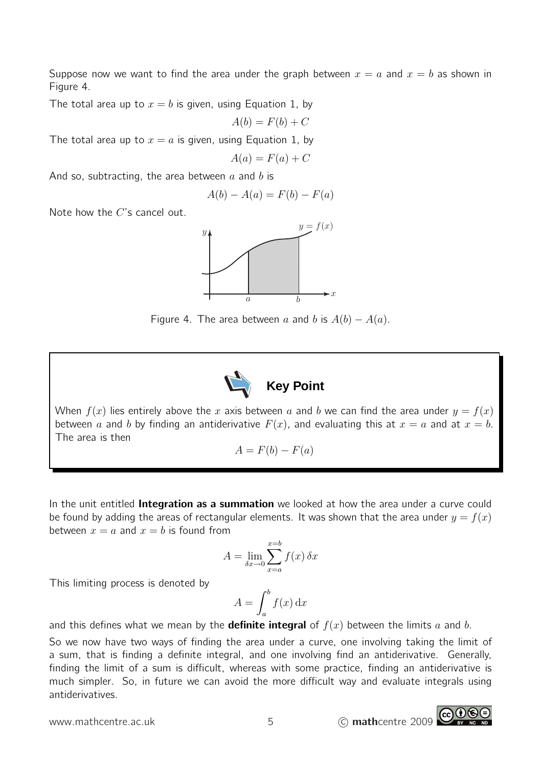Suppose now we want to find the area under the graph between $x = a$ and $x = b$ as shown in Figure 4.

The total area up to $x = b$ is given, using Equation 1, by

$$A(b) = F(b) + C$$

The total area up to $x = a$ is given, using Equation 1, by

$$A(a) = F(a) + C$$

And so, subtracting, the area between $a$ and $b$ is

$$A(b) - A(a) = F(b) - F(a)$$

Note how the $C$'s cancel out.

Figure 4. The area between $a$ and $b$ is $A(b) - A(a)$.

**Key Point**

When $f(x)$ lies entirely above the $x$ axis between $a$ and $b$ we can find the area under $y = f(x)$ between $a$ and $b$ by finding an antiderivative $F(x)$, and evaluating this at $x = a$ and at $x = b$. The area is then

$$A = F(b) - F(a)$$

In the unit entitled **Integration as a summation** we looked at how the area under a curve could be found by adding the areas of rectangular elements. It was shown that the area under $y = f(x)$ between $x = a$ and $x = b$ is found from

$$A = \lim_{\delta x \to 0} \sum_{x=a}^{x=b} f(x)\,\delta x$$

This limiting process is denoted by

$$A = \int_a^b f(x)\,\mathrm{d}x$$

and this defines what we mean by the **definite integral** of $f(x)$ between the limits $a$ and $b$.

So we now have two ways of finding the area under a curve, one involving taking the limit of a sum, that is finding a definite integral, and one involving find an antiderivative. Generally, finding the limit of a sum is difficult, whereas with some practice, finding an antiderivative is much simpler. So, in future we can avoid the more difficult way and evaluate integrals using antiderivatives.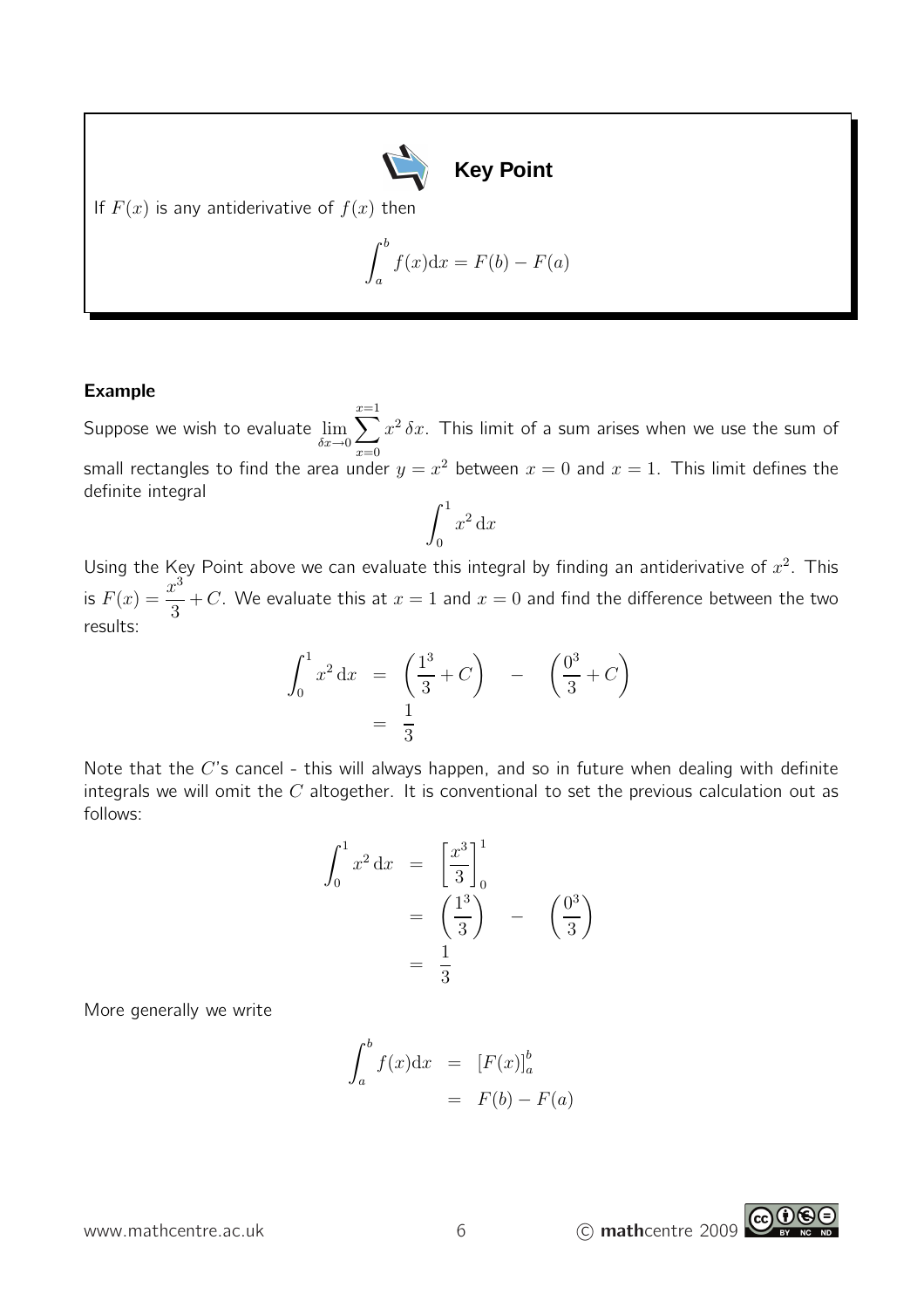**Key Point**

If $F(x)$ is any antiderivative of $f(x)$ then

$$\int_a^b f(x)\mathrm{d}x = F(b) - F(a)$$

**Example**

Suppose we wish to evaluate $\lim_{\delta x \to 0} \sum_{x=0}^{x=1} x^2 \, \delta x$. This limit of a sum arises when we use the sum of small rectangles to find the area under $y = x^2$ between $x = 0$ and $x = 1$. This limit defines the definite integral

$$\int_0^1 x^2 \, \mathrm{d}x$$

Using the Key Point above we can evaluate this integral by finding an antiderivative of $x^2$. This is $F(x) = \frac{x^3}{3} + C$. We evaluate this at $x = 1$ and $x = 0$ and find the difference between the two results:

$$\begin{aligned}
\int_0^1 x^2 \, \mathrm{d}x &= \left(\frac{1^3}{3} + C\right) \quad - \quad \left(\frac{0^3}{3} + C\right) \\
&= \frac{1}{3}
\end{aligned}$$

Note that the $C$'s cancel - this will always happen, and so in future when dealing with definite integrals we will omit the $C$ altogether. It is conventional to set the previous calculation out as follows:

$$\begin{aligned}
\int_0^1 x^2 \, \mathrm{d}x &= \left[\frac{x^3}{3}\right]_0^1 \\
&= \left(\frac{1^3}{3}\right) \quad - \quad \left(\frac{0^3}{3}\right) \\
&= \frac{1}{3}
\end{aligned}$$

More generally we write

$$\begin{aligned}
\int_a^b f(x)\mathrm{d}x &= [F(x)]_a^b \\
&= F(b) - F(a)
\end{aligned}$$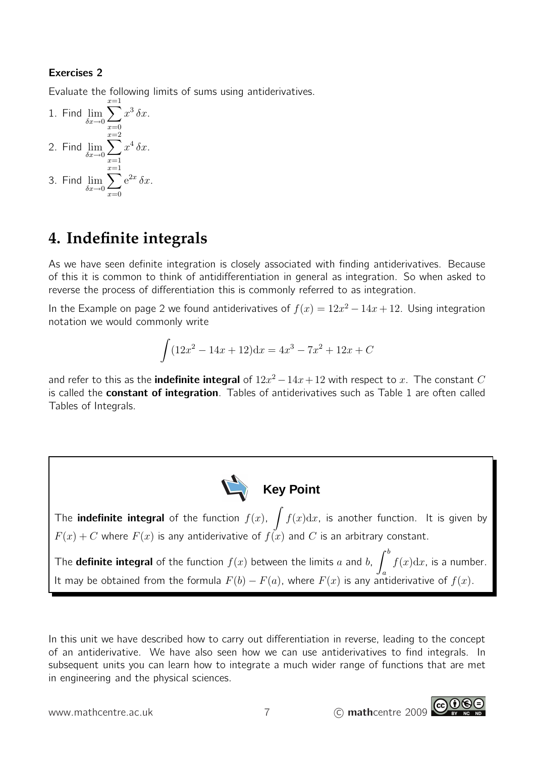### Exercises 2

Evaluate the following limits of sums using antiderivatives.

1. Find $\lim_{\delta x \to 0} \sum_{x=0}^{x=1} x^3\,\delta x$.
2. Find $\lim_{\delta x \to 0} \sum_{x=1}^{x=2} x^4\,\delta x$.
3. Find $\lim_{\delta x \to 0} \sum_{x=0}^{x=1} \mathrm{e}^{2x}\,\delta x$.

# 4. Indefinite integrals

As we have seen definite integration is closely associated with finding antiderivatives. Because of this it is common to think of antidifferentiation in general as integration. So when asked to reverse the process of differentiation this is commonly referred to as integration.

In the Example on page 2 we found antiderivatives of $f(x) = 12x^2 - 14x + 12$. Using integration notation we would commonly write

$$\int (12x^2 - 14x + 12)\mathrm{d}x = 4x^3 - 7x^2 + 12x + C$$

and refer to this as the **indefinite integral** of $12x^2 - 14x + 12$ with respect to $x$. The constant $C$ is called the **constant of integration**. Tables of antiderivatives such as Table 1 are often called Tables of Integrals.

**Key Point**

The **indefinite integral** of the function $f(x)$, $\int f(x)\mathrm{d}x$, is another function. It is given by $F(x) + C$ where $F(x)$ is any antiderivative of $f(x)$ and $C$ is an arbitrary constant.

The **definite integral** of the function $f(x)$ between the limits $a$ and $b$, $\int_a^b f(x)\mathrm{d}x$, is a number. It may be obtained from the formula $F(b) - F(a)$, where $F(x)$ is any antiderivative of $f(x)$.

In this unit we have described how to carry out differentiation in reverse, leading to the concept of an antiderivative. We have also seen how we can use antiderivatives to find integrals. In subsequent units you can learn how to integrate a much wider range of functions that are met in engineering and the physical sciences.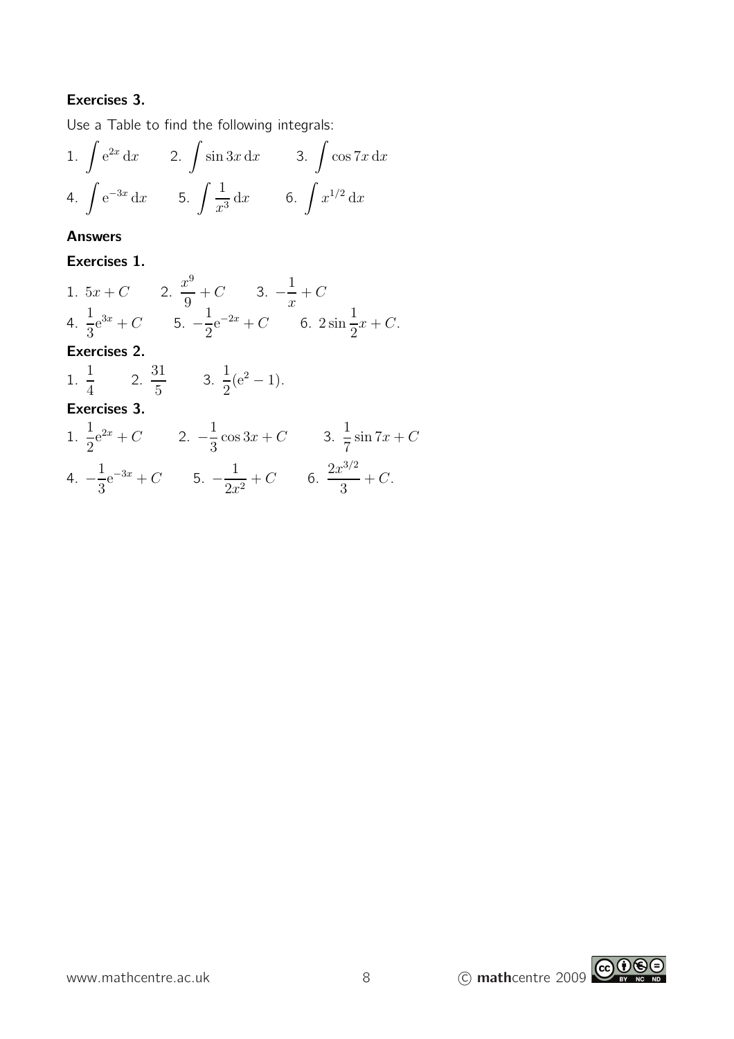**Exercises 3.**

Use a Table to find the following integrals:

1. $\displaystyle\int e^{2x}\,dx$ 2. $\displaystyle\int \sin 3x\,dx$ 3. $\displaystyle\int \cos 7x\,dx$

4. $\displaystyle\int e^{-3x}\,dx$ 5. $\displaystyle\int \frac{1}{x^3}\,dx$ 6. $\displaystyle\int x^{1/2}\,dx$

**Answers**

**Exercises 1.**

1. $5x + C$ 2. $\dfrac{x^9}{9} + C$ 3. $-\dfrac{1}{x} + C$

4. $\dfrac{1}{3}e^{3x} + C$ 5. $-\dfrac{1}{2}e^{-2x} + C$ 6. $2\sin\dfrac{1}{2}x + C$.

**Exercises 2.**

1. $\dfrac{1}{4}$ 2. $\dfrac{31}{5}$ 3. $\dfrac{1}{2}(e^2 - 1)$.

**Exercises 3.**

1. $\dfrac{1}{2}e^{2x} + C$ 2. $-\dfrac{1}{3}\cos 3x + C$ 3. $\dfrac{1}{7}\sin 7x + C$

4. $-\dfrac{1}{3}e^{-3x} + C$ 5. $-\dfrac{1}{2x^2} + C$ 6. $\dfrac{2x^{3/2}}{3} + C$.